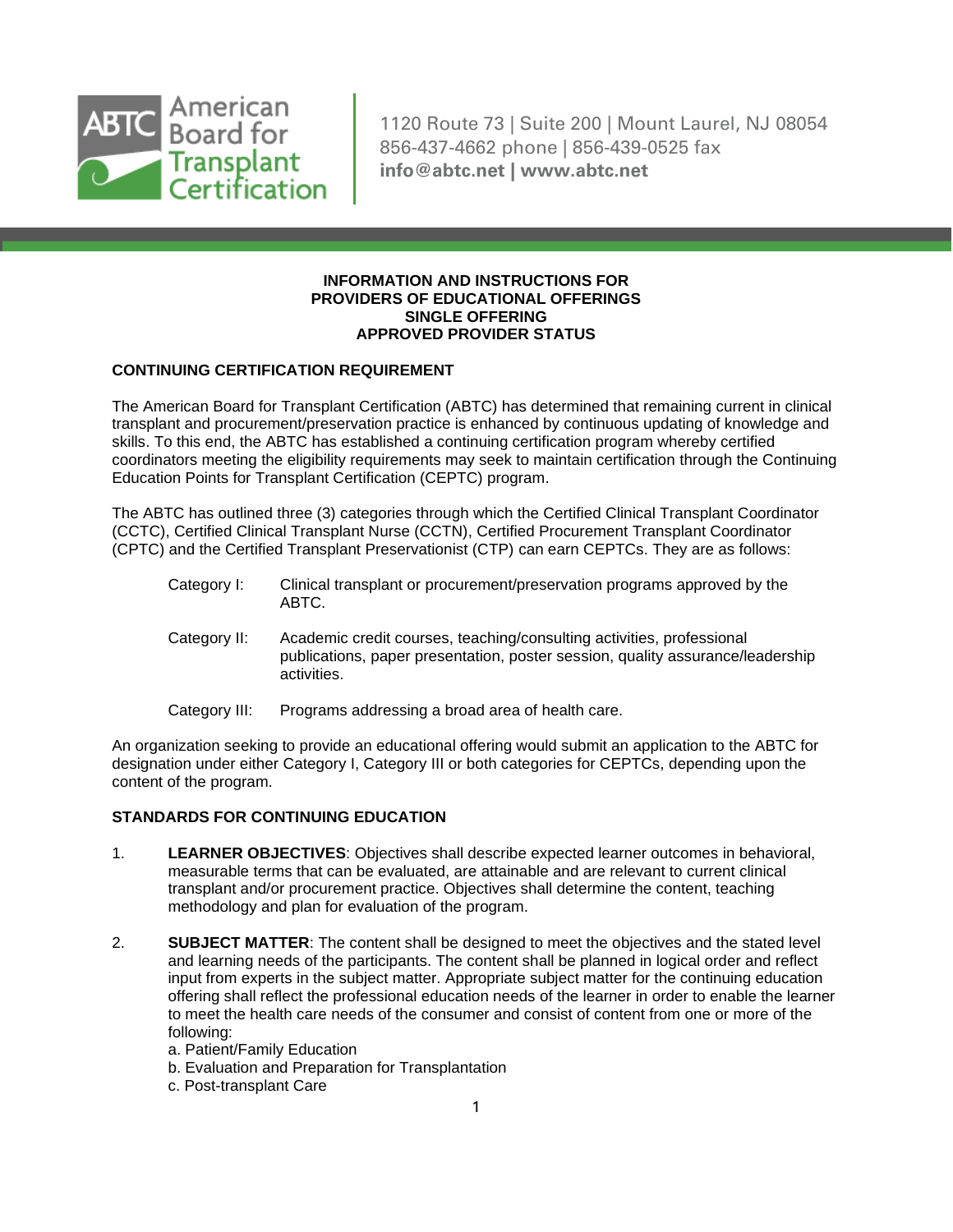American Board for Transplant Certification

1120 Route 73 | Suite 200 | Mount Laurel, NJ 08054
856-437-4662 phone | 856-439-0525 fax
**info@abtc.net | www.abtc.net**

# INFORMATION AND INSTRUCTIONS FOR PROVIDERS OF EDUCATIONAL OFFERINGS SINGLE OFFERING APPROVED PROVIDER STATUS

## CONTINUING CERTIFICATION REQUIREMENT

The American Board for Transplant Certification (ABTC) has determined that remaining current in clinical transplant and procurement/preservation practice is enhanced by continuous updating of knowledge and skills. To this end, the ABTC has established a continuing certification program whereby certified coordinators meeting the eligibility requirements may seek to maintain certification through the Continuing Education Points for Transplant Certification (CEPTC) program.

The ABTC has outlined three (3) categories through which the Certified Clinical Transplant Coordinator (CCTC), Certified Clinical Transplant Nurse (CCTN), Certified Procurement Transplant Coordinator (CPTC) and the Certified Transplant Preservationist (CTP) can earn CEPTCs. They are as follows:

- Category I: Clinical transplant or procurement/preservation programs approved by the ABTC.
- Category II: Academic credit courses, teaching/consulting activities, professional publications, paper presentation, poster session, quality assurance/leadership activities.
- Category III: Programs addressing a broad area of health care.

An organization seeking to provide an educational offering would submit an application to the ABTC for designation under either Category I, Category III or both categories for CEPTCs, depending upon the content of the program.

## STANDARDS FOR CONTINUING EDUCATION

1. **LEARNER OBJECTIVES**: Objectives shall describe expected learner outcomes in behavioral, measurable terms that can be evaluated, are attainable and are relevant to current clinical transplant and/or procurement practice. Objectives shall determine the content, teaching methodology and plan for evaluation of the program.

2. **SUBJECT MATTER**: The content shall be designed to meet the objectives and the stated level and learning needs of the participants. The content shall be planned in logical order and reflect input from experts in the subject matter. Appropriate subject matter for the continuing education offering shall reflect the professional education needs of the learner in order to enable the learner to meet the health care needs of the consumer and consist of content from one or more of the following:
   a. Patient/Family Education
   b. Evaluation and Preparation for Transplantation
   c. Post-transplant Care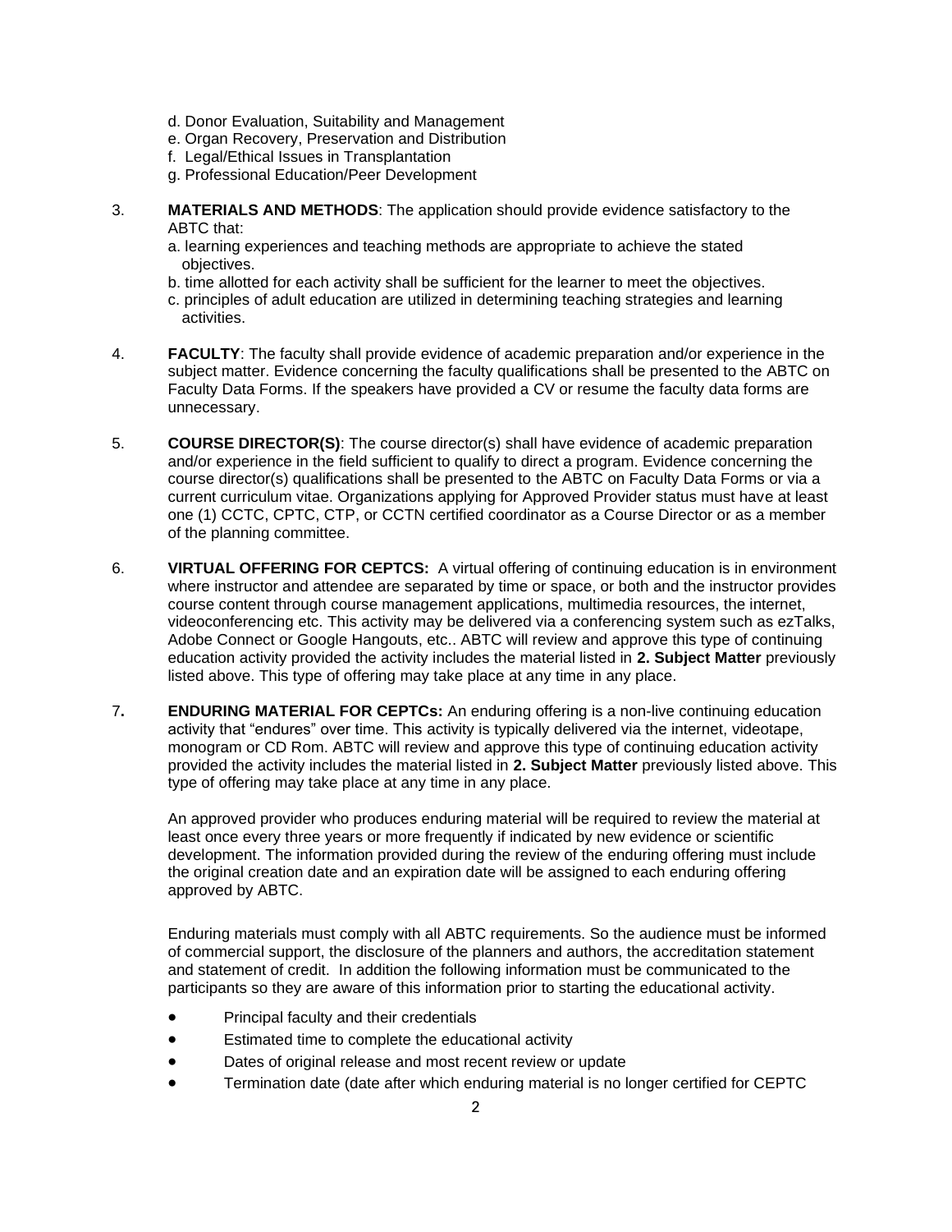d. Donor Evaluation, Suitability and Management
e. Organ Recovery, Preservation and Distribution
f. Legal/Ethical Issues in Transplantation
g. Professional Education/Peer Development

3. **MATERIALS AND METHODS**: The application should provide evidence satisfactory to the ABTC that:
   a. learning experiences and teaching methods are appropriate to achieve the stated objectives.
   b. time allotted for each activity shall be sufficient for the learner to meet the objectives.
   c. principles of adult education are utilized in determining teaching strategies and learning activities.

4. **FACULTY**: The faculty shall provide evidence of academic preparation and/or experience in the subject matter. Evidence concerning the faculty qualifications shall be presented to the ABTC on Faculty Data Forms. If the speakers have provided a CV or resume the faculty data forms are unnecessary.

5. **COURSE DIRECTOR(S)**: The course director(s) shall have evidence of academic preparation and/or experience in the field sufficient to qualify to direct a program. Evidence concerning the course director(s) qualifications shall be presented to the ABTC on Faculty Data Forms or via a current curriculum vitae. Organizations applying for Approved Provider status must have at least one (1) CCTC, CPTC, CTP, or CCTN certified coordinator as a Course Director or as a member of the planning committee.

6. **VIRTUAL OFFERING FOR CEPTCS:** A virtual offering of continuing education is in environment where instructor and attendee are separated by time or space, or both and the instructor provides course content through course management applications, multimedia resources, the internet, videoconferencing etc. This activity may be delivered via a conferencing system such as ezTalks, Adobe Connect or Google Hangouts, etc.. ABTC will review and approve this type of continuing education activity provided the activity includes the material listed in **2. Subject Matter** previously listed above. This type of offering may take place at any time in any place.

7. **ENDURING MATERIAL FOR CEPTCs:** An enduring offering is a non-live continuing education activity that "endures" over time. This activity is typically delivered via the internet, videotape, monogram or CD Rom. ABTC will review and approve this type of continuing education activity provided the activity includes the material listed in **2. Subject Matter** previously listed above. This type of offering may take place at any time in any place.

   An approved provider who produces enduring material will be required to review the material at least once every three years or more frequently if indicated by new evidence or scientific development. The information provided during the review of the enduring offering must include the original creation date and an expiration date will be assigned to each enduring offering approved by ABTC.

   Enduring materials must comply with all ABTC requirements. So the audience must be informed of commercial support, the disclosure of the planners and authors, the accreditation statement and statement of credit. In addition the following information must be communicated to the participants so they are aware of this information prior to starting the educational activity.

   - Principal faculty and their credentials
   - Estimated time to complete the educational activity
   - Dates of original release and most recent review or update
   - Termination date (date after which enduring material is no longer certified for CEPTC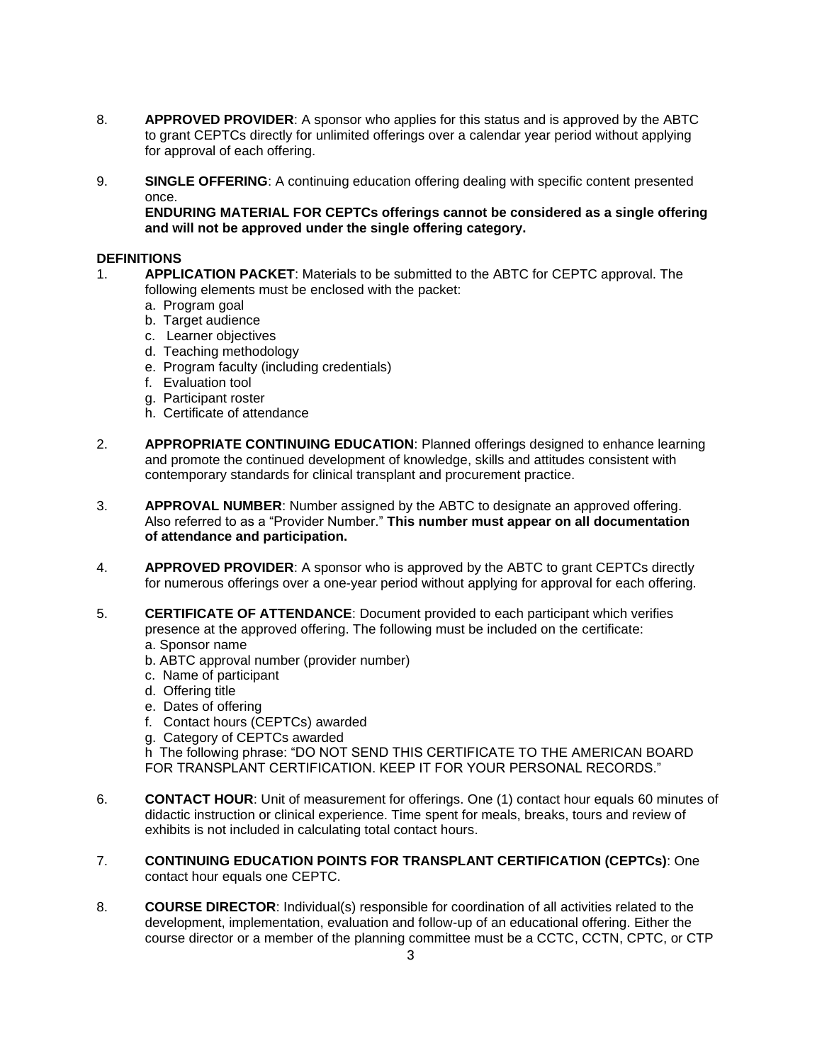8. **APPROVED PROVIDER**: A sponsor who applies for this status and is approved by the ABTC to grant CEPTCs directly for unlimited offerings over a calendar year period without applying for approval of each offering.

9. **SINGLE OFFERING**: A continuing education offering dealing with specific content presented once.
   **ENDURING MATERIAL FOR CEPTCs offerings cannot be considered as a single offering and will not be approved under the single offering category.**

**DEFINITIONS**

1. **APPLICATION PACKET**: Materials to be submitted to the ABTC for CEPTC approval. The following elements must be enclosed with the packet:
   a. Program goal
   b. Target audience
   c. Learner objectives
   d. Teaching methodology
   e. Program faculty (including credentials)
   f. Evaluation tool
   g. Participant roster
   h. Certificate of attendance

2. **APPROPRIATE CONTINUING EDUCATION**: Planned offerings designed to enhance learning and promote the continued development of knowledge, skills and attitudes consistent with contemporary standards for clinical transplant and procurement practice.

3. **APPROVAL NUMBER**: Number assigned by the ABTC to designate an approved offering. Also referred to as a "Provider Number." **This number must appear on all documentation of attendance and participation.**

4. **APPROVED PROVIDER**: A sponsor who is approved by the ABTC to grant CEPTCs directly for numerous offerings over a one-year period without applying for approval for each offering.

5. **CERTIFICATE OF ATTENDANCE**: Document provided to each participant which verifies presence at the approved offering. The following must be included on the certificate:
   a. Sponsor name
   b. ABTC approval number (provider number)
   c. Name of participant
   d. Offering title
   e. Dates of offering
   f. Contact hours (CEPTCs) awarded
   g. Category of CEPTCs awarded
   h The following phrase: "DO NOT SEND THIS CERTIFICATE TO THE AMERICAN BOARD FOR TRANSPLANT CERTIFICATION. KEEP IT FOR YOUR PERSONAL RECORDS."

6. **CONTACT HOUR**: Unit of measurement for offerings. One (1) contact hour equals 60 minutes of didactic instruction or clinical experience. Time spent for meals, breaks, tours and review of exhibits is not included in calculating total contact hours.

7. **CONTINUING EDUCATION POINTS FOR TRANSPLANT CERTIFICATION (CEPTCs)**: One contact hour equals one CEPTC.

8. **COURSE DIRECTOR**: Individual(s) responsible for coordination of all activities related to the development, implementation, evaluation and follow-up of an educational offering. Either the course director or a member of the planning committee must be a CCTC, CCTN, CPTC, or CTP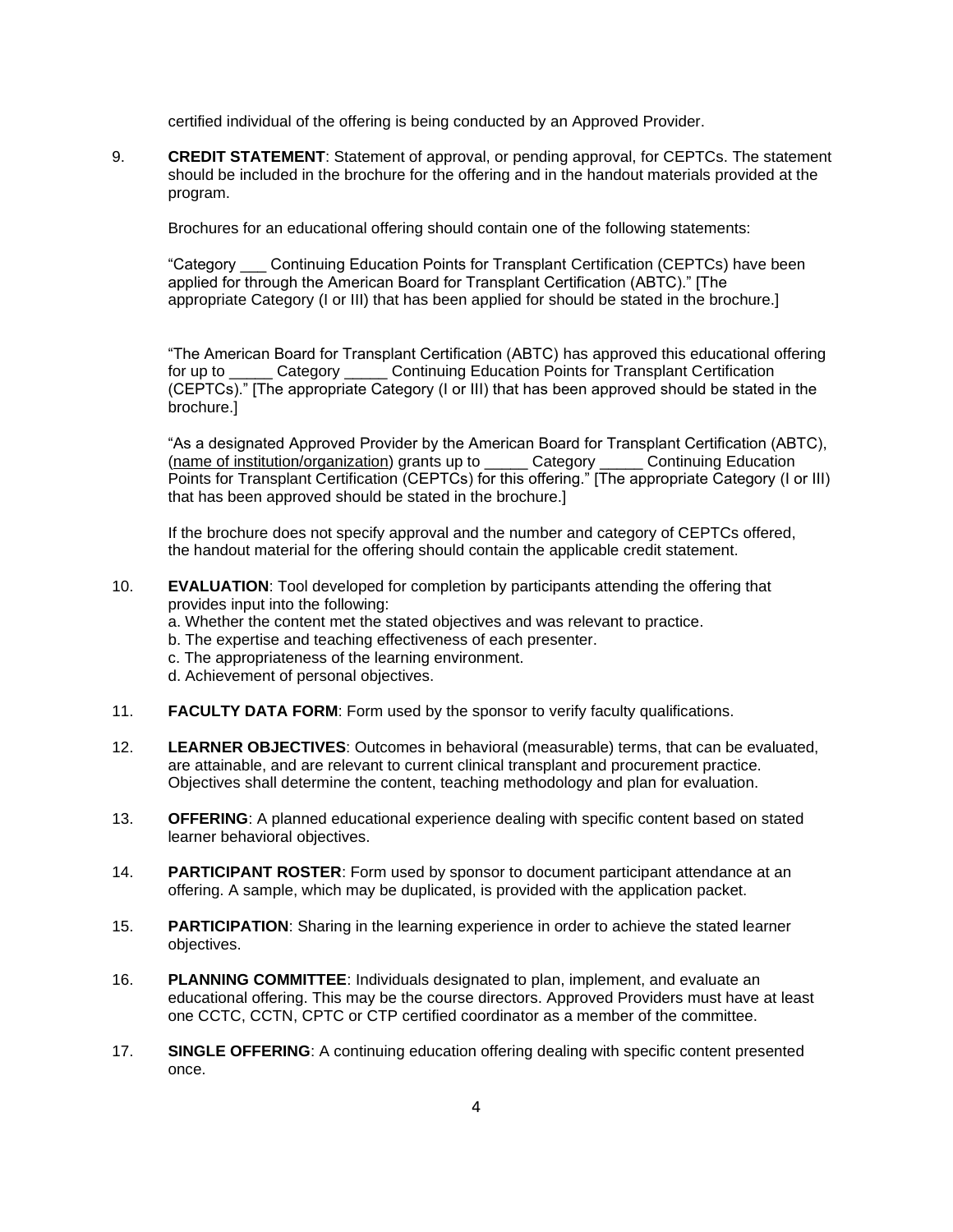certified individual of the offering is being conducted by an Approved Provider.

9. **CREDIT STATEMENT**: Statement of approval, or pending approval, for CEPTCs. The statement should be included in the brochure for the offering and in the handout materials provided at the program.

   Brochures for an educational offering should contain one of the following statements:

   "Category ___ Continuing Education Points for Transplant Certification (CEPTCs) have been applied for through the American Board for Transplant Certification (ABTC)." [The appropriate Category (I or III) that has been applied for should be stated in the brochure.]

   "The American Board for Transplant Certification (ABTC) has approved this educational offering for up to _____ Category _____ Continuing Education Points for Transplant Certification (CEPTCs)." [The appropriate Category (I or III) that has been approved should be stated in the brochure.]

   "As a designated Approved Provider by the American Board for Transplant Certification (ABTC), (<u>name of institution/organization</u>) grants up to _____ Category _____ Continuing Education Points for Transplant Certification (CEPTCs) for this offering." [The appropriate Category (I or III) that has been approved should be stated in the brochure.]

   If the brochure does not specify approval and the number and category of CEPTCs offered, the handout material for the offering should contain the applicable credit statement.

10. **EVALUATION**: Tool developed for completion by participants attending the offering that provides input into the following:
    a. Whether the content met the stated objectives and was relevant to practice.
    b. The expertise and teaching effectiveness of each presenter.
    c. The appropriateness of the learning environment.
    d. Achievement of personal objectives.

11. **FACULTY DATA FORM**: Form used by the sponsor to verify faculty qualifications.

12. **LEARNER OBJECTIVES**: Outcomes in behavioral (measurable) terms, that can be evaluated, are attainable, and are relevant to current clinical transplant and procurement practice. Objectives shall determine the content, teaching methodology and plan for evaluation.

13. **OFFERING**: A planned educational experience dealing with specific content based on stated learner behavioral objectives.

14. **PARTICIPANT ROSTER**: Form used by sponsor to document participant attendance at an offering. A sample, which may be duplicated, is provided with the application packet.

15. **PARTICIPATION**: Sharing in the learning experience in order to achieve the stated learner objectives.

16. **PLANNING COMMITTEE**: Individuals designated to plan, implement, and evaluate an educational offering. This may be the course directors. Approved Providers must have at least one CCTC, CCTN, CPTC or CTP certified coordinator as a member of the committee.

17. **SINGLE OFFERING**: A continuing education offering dealing with specific content presented once.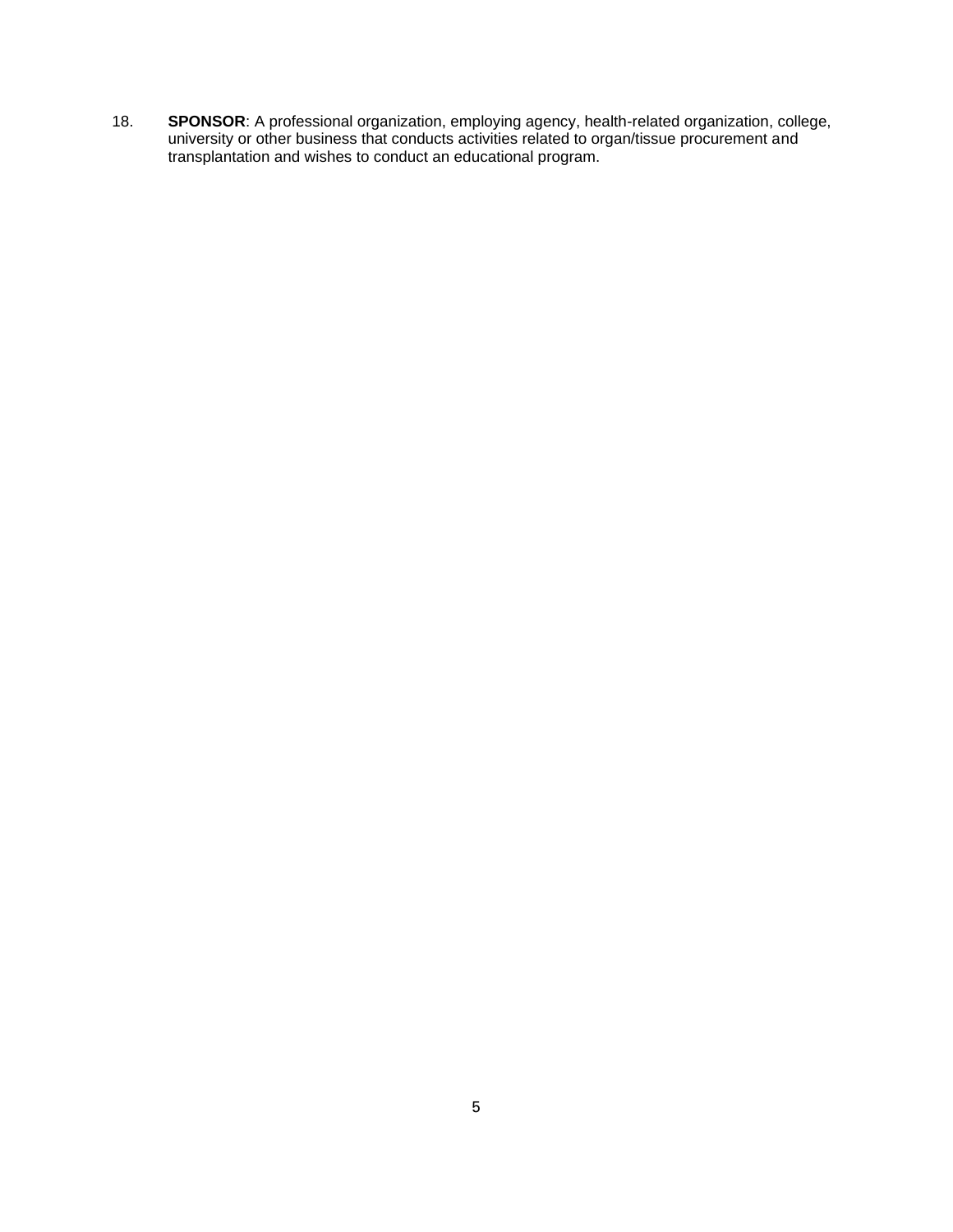18. **SPONSOR**: A professional organization, employing agency, health-related organization, college, university or other business that conducts activities related to organ/tissue procurement and transplantation and wishes to conduct an educational program.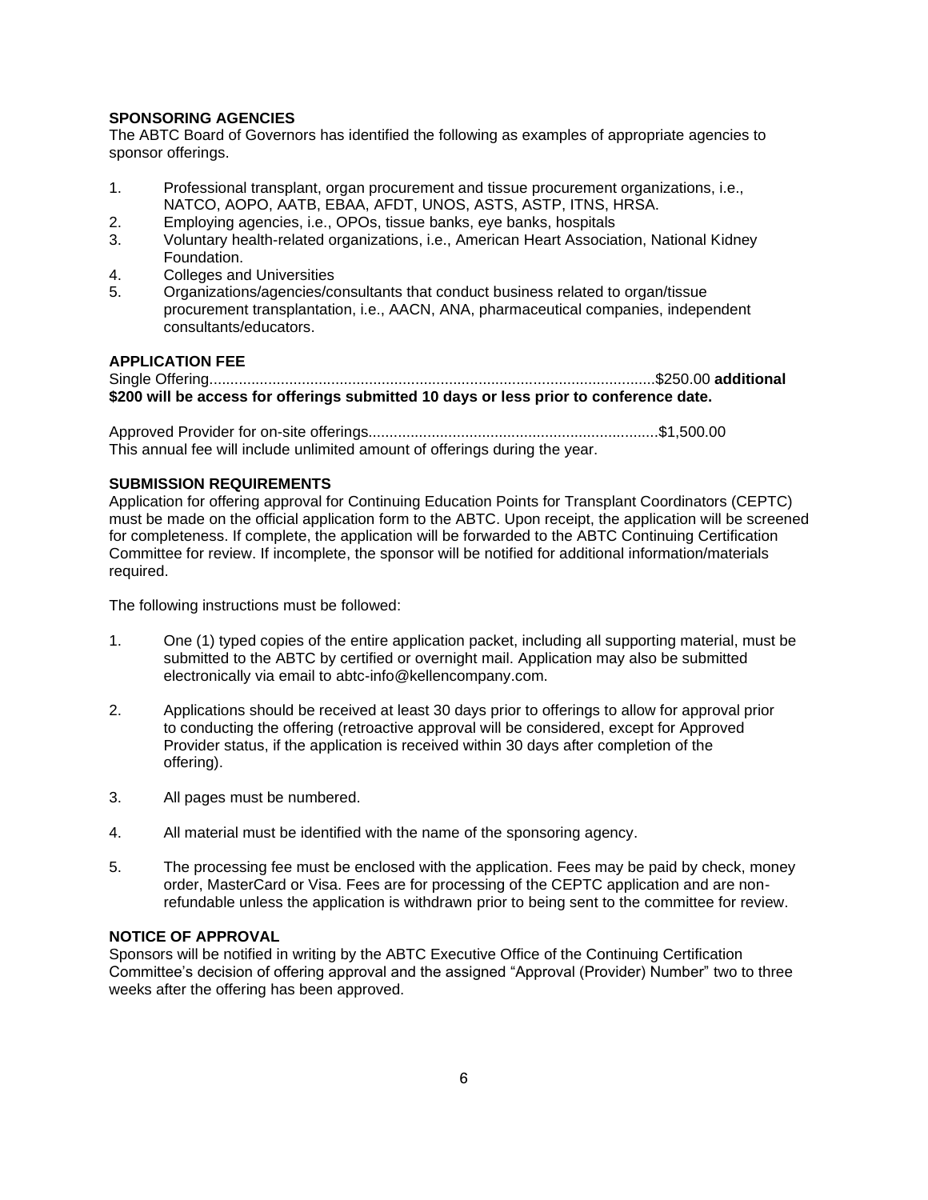**SPONSORING AGENCIES**

The ABTC Board of Governors has identified the following as examples of appropriate agencies to sponsor offerings.

1. Professional transplant, organ procurement and tissue procurement organizations, i.e., NATCO, AOPO, AATB, EBAA, AFDT, UNOS, ASTS, ASTP, ITNS, HRSA.
2. Employing agencies, i.e., OPOs, tissue banks, eye banks, hospitals
3. Voluntary health-related organizations, i.e., American Heart Association, National Kidney Foundation.
4. Colleges and Universities
5. Organizations/agencies/consultants that conduct business related to organ/tissue procurement transplantation, i.e., AACN, ANA, pharmaceutical companies, independent consultants/educators.

**APPLICATION FEE**

Single Offering.........................................................................................................$250.00 **additional $200 will be access for offerings submitted 10 days or less prior to conference date.**

Approved Provider for on-site offerings....................................................................$1,500.00
This annual fee will include unlimited amount of offerings during the year.

**SUBMISSION REQUIREMENTS**

Application for offering approval for Continuing Education Points for Transplant Coordinators (CEPTC) must be made on the official application form to the ABTC. Upon receipt, the application will be screened for completeness. If complete, the application will be forwarded to the ABTC Continuing Certification Committee for review. If incomplete, the sponsor will be notified for additional information/materials required.

The following instructions must be followed:

1. One (1) typed copies of the entire application packet, including all supporting material, must be submitted to the ABTC by certified or overnight mail. Application may also be submitted electronically via email to abtc-info@kellencompany.com.

2. Applications should be received at least 30 days prior to offerings to allow for approval prior to conducting the offering (retroactive approval will be considered, except for Approved Provider status, if the application is received within 30 days after completion of the offering).

3. All pages must be numbered.

4. All material must be identified with the name of the sponsoring agency.

5. The processing fee must be enclosed with the application. Fees may be paid by check, money order, MasterCard or Visa. Fees are for processing of the CEPTC application and are non-refundable unless the application is withdrawn prior to being sent to the committee for review.

**NOTICE OF APPROVAL**

Sponsors will be notified in writing by the ABTC Executive Office of the Continuing Certification Committee's decision of offering approval and the assigned "Approval (Provider) Number" two to three weeks after the offering has been approved.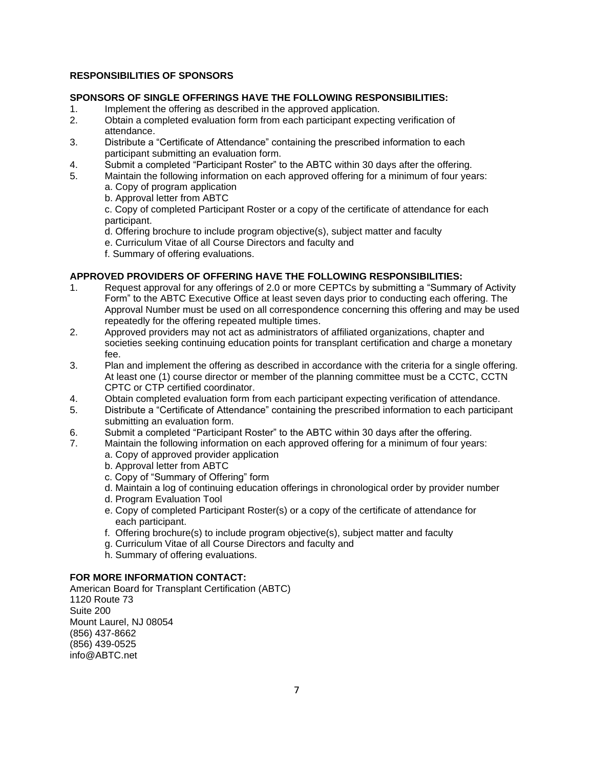## RESPONSIBILITIES OF SPONSORS

### SPONSORS OF SINGLE OFFERINGS HAVE THE FOLLOWING RESPONSIBILITIES:

1. Implement the offering as described in the approved application.
2. Obtain a completed evaluation form from each participant expecting verification of attendance.
3. Distribute a "Certificate of Attendance" containing the prescribed information to each participant submitting an evaluation form.
4. Submit a completed "Participant Roster" to the ABTC within 30 days after the offering.
5. Maintain the following information on each approved offering for a minimum of four years:
   a. Copy of program application
   b. Approval letter from ABTC
   c. Copy of completed Participant Roster or a copy of the certificate of attendance for each participant.
   d. Offering brochure to include program objective(s), subject matter and faculty
   e. Curriculum Vitae of all Course Directors and faculty and
   f. Summary of offering evaluations.

### APPROVED PROVIDERS OF OFFERING HAVE THE FOLLOWING RESPONSIBILITIES:

1. Request approval for any offerings of 2.0 or more CEPTCs by submitting a "Summary of Activity Form" to the ABTC Executive Office at least seven days prior to conducting each offering. The Approval Number must be used on all correspondence concerning this offering and may be used repeatedly for the offering repeated multiple times.
2. Approved providers may not act as administrators of affiliated organizations, chapter and societies seeking continuing education points for transplant certification and charge a monetary fee.
3. Plan and implement the offering as described in accordance with the criteria for a single offering. At least one (1) course director or member of the planning committee must be a CCTC, CCTN CPTC or CTP certified coordinator.
4. Obtain completed evaluation form from each participant expecting verification of attendance.
5. Distribute a "Certificate of Attendance" containing the prescribed information to each participant submitting an evaluation form.
6. Submit a completed "Participant Roster" to the ABTC within 30 days after the offering.
7. Maintain the following information on each approved offering for a minimum of four years:
   a. Copy of approved provider application
   b. Approval letter from ABTC
   c. Copy of "Summary of Offering" form
   d. Maintain a log of continuing education offerings in chronological order by provider number
   d. Program Evaluation Tool
   e. Copy of completed Participant Roster(s) or a copy of the certificate of attendance for each participant.
   f. Offering brochure(s) to include program objective(s), subject matter and faculty
   g. Curriculum Vitae of all Course Directors and faculty and
   h. Summary of offering evaluations.

### FOR MORE INFORMATION CONTACT:

American Board for Transplant Certification (ABTC)
1120 Route 73
Suite 200
Mount Laurel, NJ 08054
(856) 437-8662
(856) 439-0525
info@ABTC.net